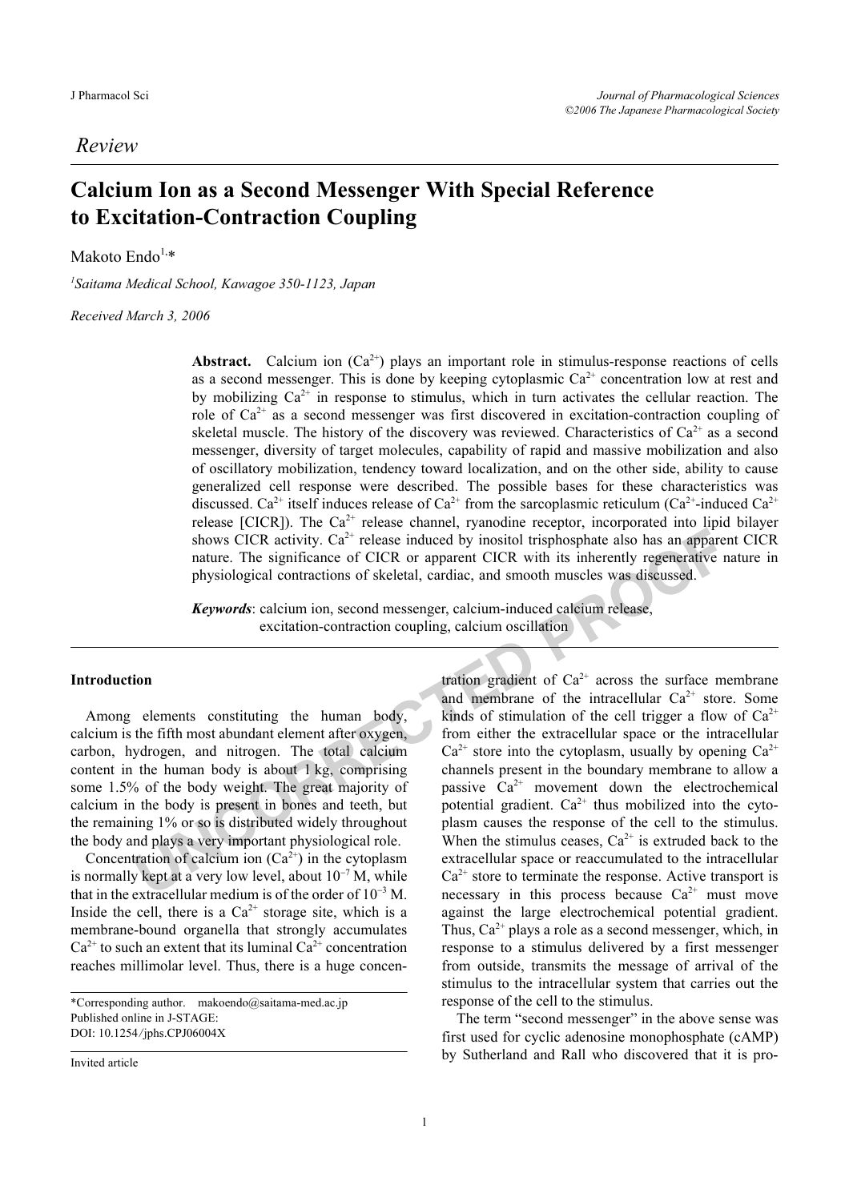*Review*

# Calcium Ion as a Second Messenger With Special Reference to Excitation-Contraction Coupling

Makoto Endo[1,*]

[1]*Saitama Medical School, Kawagoe 350-1123, Japan*

*Received March 3, 2006*

**Abstract.** Calcium ion ($Ca^{2+}$) plays an important role in stimulus-response reactions of cells as a second messenger. This is done by keeping cytoplasmic $Ca^{2+}$ concentration low at rest and by mobilizing $Ca^{2+}$ in response to stimulus, which in turn activates the cellular reaction. The role of $Ca^{2+}$ as a second messenger was first discovered in excitation-contraction coupling of skeletal muscle. The history of the discovery was reviewed. Characteristics of $Ca^{2+}$ as a second messenger, diversity of target molecules, capability of rapid and massive mobilization and also of oscillatory mobilization, tendency toward localization, and on the other side, ability to cause generalized cell response were described. The possible bases for these characteristics was discussed. $Ca^{2+}$ itself induces release of $Ca^{2+}$ from the sarcoplasmic reticulum ($Ca^{2+}$-induced $Ca^{2+}$ release [CICR]). The $Ca^{2+}$ release channel, ryanodine receptor, incorporated into lipid bilayer shows CICR activity. $Ca^{2+}$ release induced by inositol trisphosphate also has an apparent CICR nature. The significance of CICR or apparent CICR with its inherently regenerative nature in physiological contractions of skeletal, cardiac, and smooth muscles was discussed.

***Keywords***: calcium ion, second messenger, calcium-induced calcium release, excitation-contraction coupling, calcium oscillation

## Introduction

Among elements constituting the human body, calcium is the fifth most abundant element after oxygen, carbon, hydrogen, and nitrogen. The total calcium content in the human body is about 1 kg, comprising some 1.5% of the body weight. The great majority of calcium in the body is present in bones and teeth, but the remaining 1% or so is distributed widely throughout the body and plays a very important physiological role.

Concentration of calcium ion ($Ca^{2+}$) in the cytoplasm is normally kept at a very low level, about $10^{-7}$ M, while that in the extracellular medium is of the order of $10^{-3}$ M. Inside the cell, there is a $Ca^{2+}$ storage site, which is a membrane-bound organella that strongly accumulates $Ca^{2+}$ to such an extent that its luminal $Ca^{2+}$ concentration reaches millimolar level. Thus, there is a huge concentration gradient of $Ca^{2+}$ across the surface membrane and membrane of the intracellular $Ca^{2+}$ store. Some kinds of stimulation of the cell trigger a flow of $Ca^{2+}$ from either the extracellular space or the intracellular $Ca^{2+}$ store into the cytoplasm, usually by opening $Ca^{2+}$ channels present in the boundary membrane to allow a passive $Ca^{2+}$ movement down the electrochemical potential gradient. $Ca^{2+}$ thus mobilized into the cytoplasm causes the response of the cell to the stimulus. When the stimulus ceases, $Ca^{2+}$ is extruded back to the extracellular space or reaccumulated to the intracellular $Ca^{2+}$ store to terminate the response. Active transport is necessary in this process because $Ca^{2+}$ must move against the large electrochemical potential gradient. Thus, $Ca^{2+}$ plays a role as a second messenger, which, in response to a stimulus delivered by a first messenger from outside, transmits the message of arrival of the stimulus to the intracellular system that carries out the response of the cell to the stimulus.

The term "second messenger" in the above sense was first used for cyclic adenosine monophosphate (cAMP) by Sutherland and Rall who discovered that it is pro-

*Corresponding author. makoendo@saitama-med.ac.jp
Published online in J-STAGE:
DOI: 10.1254/jphs.CPJ06004X

Invited article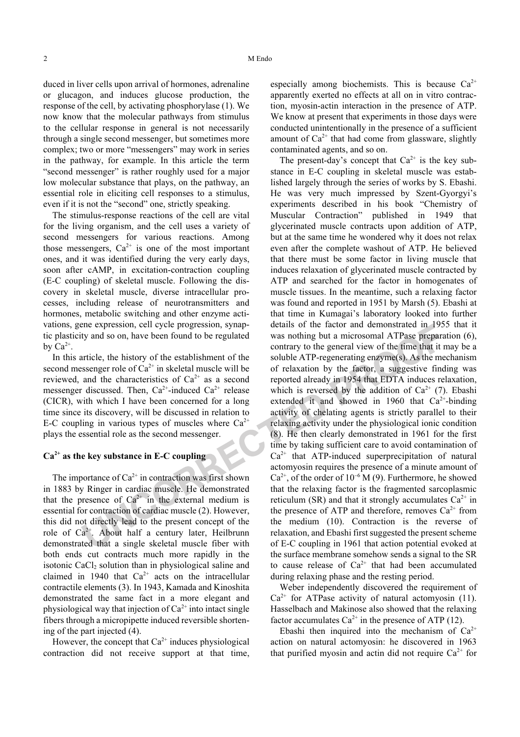duced in liver cells upon arrival of hormones, adrenaline or glucagon, and induces glucose production, the response of the cell, by activating phosphorylase (1). We now know that the molecular pathways from stimulus to the cellular response in general is not necessarily through a single second messenger, but sometimes more complex; two or more "messengers" may work in series in the pathway, for example. In this article the term "second messenger" is rather roughly used for a major low molecular substance that plays, on the pathway, an essential role in eliciting cell responses to a stimulus, even if it is not the "second" one, strictly speaking.

The stimulus-response reactions of the cell are vital for the living organism, and the cell uses a variety of second messengers for various reactions. Among those messengers, $Ca^{2+}$ is one of the most important ones, and it was identified during the very early days, soon after cAMP, in excitation-contraction coupling (E-C coupling) of skeletal muscle. Following the discovery in skeletal muscle, diverse intracellular processes, including release of neurotransmitters and hormones, metabolic switching and other enzyme activations, gene expression, cell cycle progression, synaptic plasticity and so on, have been found to be regulated by $Ca^{2+}$.

In this article, the history of the establishment of the second messenger role of $Ca^{2+}$ in skeletal muscle will be reviewed, and the characteristics of $Ca^{2+}$ as a second messenger discussed. Then, $Ca^{2+}$-induced $Ca^{2+}$ release (CICR), with which I have been concerned for a long time since its discovery, will be discussed in relation to E-C coupling in various types of muscles where $Ca^{2+}$ plays the essential role as the second messenger.

## $Ca^{2+}$ as the key substance in E-C coupling

The importance of $Ca^{2+}$ in contraction was first shown in 1883 by Ringer in cardiac muscle. He demonstrated that the presence of $Ca^{2+}$ in the external medium is essential for contraction of cardiac muscle (2). However, this did not directly lead to the present concept of the role of $Ca^{2+}$. About half a century later, Heilbrunn demonstrated that a single skeletal muscle fiber with both ends cut contracts much more rapidly in the isotonic $CaCl_2$ solution than in physiological saline and claimed in 1940 that $Ca^{2+}$ acts on the intracellular contractile elements (3). In 1943, Kamada and Kinoshita demonstrated the same fact in a more elegant and physiological way that injection of $Ca^{2+}$ into intact single fibers through a micropipette induced reversible shortening of the part injected (4).

However, the concept that $Ca^{2+}$ induces physiological contraction did not receive support at that time, especially among biochemists. This is because $Ca^{2+}$ apparently exerted no effects at all on in vitro contraction, myosin-actin interaction in the presence of ATP. We know at present that experiments in those days were conducted unintentionally in the presence of a sufficient amount of $Ca^{2+}$ that had come from glassware, slightly contaminated agents, and so on.

The present-day's concept that $Ca^{2+}$ is the key substance in E-C coupling in skeletal muscle was established largely through the series of works by S. Ebashi. He was very much impressed by Szent-Gyorgyi's experiments described in his book "Chemistry of Muscular Contraction" published in 1949 that glycerinated muscle contracts upon addition of ATP, but at the same time he wondered why it does not relax even after the complete washout of ATP. He believed that there must be some factor in living muscle that induces relaxation of glycerinated muscle contracted by ATP and searched for the factor in homogenates of muscle tissues. In the meantime, such a relaxing factor was found and reported in 1951 by Marsh (5). Ebashi at that time in Kumagai's laboratory looked into further details of the factor and demonstrated in 1955 that it was nothing but a microsomal ATPase preparation (6), contrary to the general view of the time that it may be a soluble ATP-regenerating enzyme(s). As the mechanism of relaxation by the factor, a suggestive finding was reported already in 1954 that EDTA induces relaxation, which is reversed by the addition of $Ca^{2+}$ (7). Ebashi extended it and showed in 1960 that $Ca^{2+}$-binding activity of chelating agents is strictly parallel to their relaxing activity under the physiological ionic condition (8). He then clearly demonstrated in 1961 for the first time by taking sufficient care to avoid contamination of $Ca^{2+}$ that ATP-induced superprecipitation of natural actomyosin requires the presence of a minute amount of $Ca^{2+}$, of the order of $10^{-6}$ M (9). Furthermore, he showed that the relaxing factor is the fragmented sarcoplasmic reticulum (SR) and that it strongly accumulates $Ca^{2+}$ in the presence of ATP and therefore, removes $Ca^{2+}$ from the medium (10). Contraction is the reverse of relaxation, and Ebashi first suggested the present scheme of E-C coupling in 1961 that action potential evoked at the surface membrane somehow sends a signal to the SR to cause release of $Ca^{2+}$ that had been accumulated during relaxing phase and the resting period.

Weber independently discovered the requirement of $Ca^{2+}$ for ATPase activity of natural actomyosin (11). Hasselbach and Makinose also showed that the relaxing factor accumulates $Ca^{2+}$ in the presence of ATP (12).

Ebashi then inquired into the mechanism of $Ca^{2+}$ action on natural actomyosin: he discovered in 1963 that purified myosin and actin did not require $Ca^{2+}$ for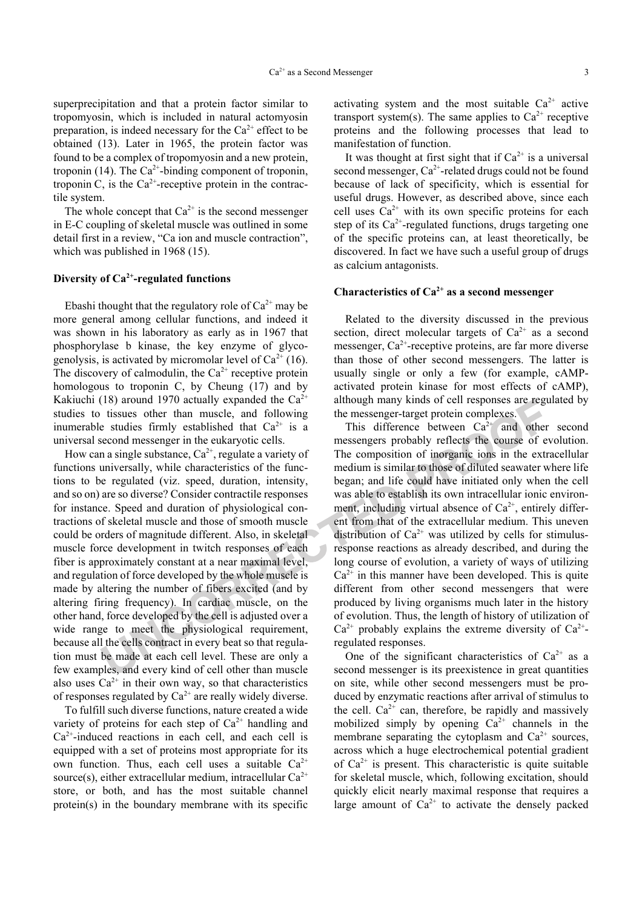superprecipitation and that a protein factor similar to tropomyosin, which is included in natural actomyosin preparation, is indeed necessary for the $Ca^{2+}$ effect to be obtained (13). Later in 1965, the protein factor was found to be a complex of tropomyosin and a new protein, troponin (14). The $Ca^{2+}$-binding component of troponin, troponin C, is the $Ca^{2+}$-receptive protein in the contractile system.

The whole concept that $Ca^{2+}$ is the second messenger in E-C coupling of skeletal muscle was outlined in some detail first in a review, "Ca ion and muscle contraction", which was published in 1968 (15).

## Diversity of $Ca^{2+}$-regulated functions

Ebashi thought that the regulatory role of $Ca^{2+}$ may be more general among cellular functions, and indeed it was shown in his laboratory as early as in 1967 that phosphorylase b kinase, the key enzyme of glycogenolysis, is activated by micromolar level of $Ca^{2+}$ (16). The discovery of calmodulin, the $Ca^{2+}$ receptive protein homologous to troponin C, by Cheung (17) and by Kakiuchi (18) around 1970 actually expanded the $Ca^{2+}$ studies to tissues other than muscle, and following inumerable studies firmly established that $Ca^{2+}$ is a universal second messenger in the eukaryotic cells.

How can a single substance, $Ca^{2+}$, regulate a variety of functions universally, while characteristics of the functions to be regulated (viz. speed, duration, intensity, and so on) are so diverse? Consider contractile responses for instance. Speed and duration of physiological contractions of skeletal muscle and those of smooth muscle could be orders of magnitude different. Also, in skeletal muscle force development in twitch responses of each fiber is approximately constant at a near maximal level, and regulation of force developed by the whole muscle is made by altering the number of fibers excited (and by altering firing frequency). In cardiac muscle, on the other hand, force developed by the cell is adjusted over a wide range to meet the physiological requirement, because all the cells contract in every beat so that regulation must be made at each cell level. These are only a few examples, and every kind of cell other than muscle also uses $Ca^{2+}$ in their own way, so that characteristics of responses regulated by $Ca^{2+}$ are really widely diverse.

To fulfill such diverse functions, nature created a wide variety of proteins for each step of $Ca^{2+}$ handling and $Ca^{2+}$-induced reactions in each cell, and each cell is equipped with a set of proteins most appropriate for its own function. Thus, each cell uses a suitable $Ca^{2+}$ source(s), either extracellular medium, intracellular $Ca^{2+}$ store, or both, and has the most suitable channel protein(s) in the boundary membrane with its specific activating system and the most suitable $Ca^{2+}$ active transport system(s). The same applies to $Ca^{2+}$ receptive proteins and the following processes that lead to manifestation of function.

It was thought at first sight that if $Ca^{2+}$ is a universal second messenger, $Ca^{2+}$-related drugs could not be found because of lack of specificity, which is essential for useful drugs. However, as described above, since each cell uses $Ca^{2+}$ with its own specific proteins for each step of its $Ca^{2+}$-regulated functions, drugs targeting one of the specific proteins can, at least theoretically, be discovered. In fact we have such a useful group of drugs as calcium antagonists.

## Characteristics of $Ca^{2+}$ as a second messenger

Related to the diversity discussed in the previous section, direct molecular targets of $Ca^{2+}$ as a second messenger, $Ca^{2+}$-receptive proteins, are far more diverse than those of other second messengers. The latter is usually single or only a few (for example, cAMP-activated protein kinase for most effects of cAMP), although many kinds of cell responses are regulated by the messenger-target protein complexes.

This difference between $Ca^{2+}$ and other second messengers probably reflects the course of evolution. The composition of inorganic ions in the extracellular medium is similar to those of diluted seawater where life began; and life could have initiated only when the cell was able to establish its own intracellular ionic environment, including virtual absence of $Ca^{2+}$, entirely different from that of the extracellular medium. This uneven distribution of $Ca^{2+}$ was utilized by cells for stimulus-response reactions as already described, and during the long course of evolution, a variety of ways of utilizing $Ca^{2+}$ in this manner have been developed. This is quite different from other second messengers that were produced by living organisms much later in the history of evolution. Thus, the length of history of utilization of $Ca^{2+}$ probably explains the extreme diversity of $Ca^{2+}$-regulated responses.

One of the significant characteristics of $Ca^{2+}$ as a second messenger is its preexistence in great quantities on site, while other second messengers must be produced by enzymatic reactions after arrival of stimulus to the cell. $Ca^{2+}$ can, therefore, be rapidly and massively mobilized simply by opening $Ca^{2+}$ channels in the membrane separating the cytoplasm and $Ca^{2+}$ sources, across which a huge electrochemical potential gradient of $Ca^{2+}$ is present. This characteristic is quite suitable for skeletal muscle, which, following excitation, should quickly elicit nearly maximal response that requires a large amount of $Ca^{2+}$ to activate the densely packed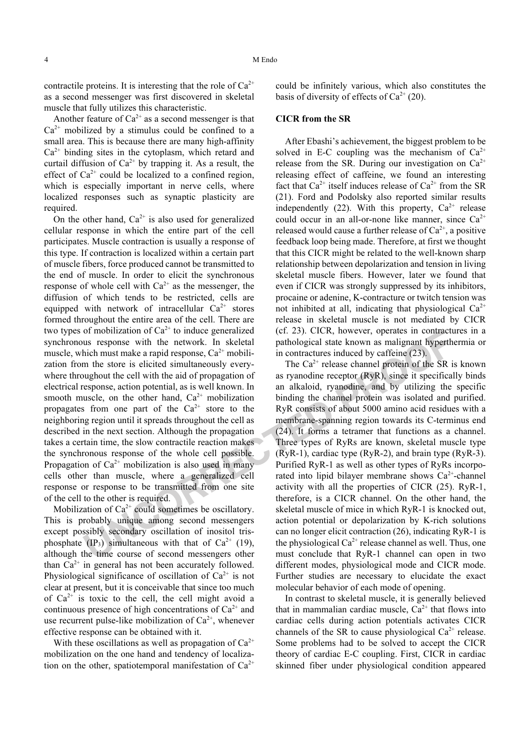contractile proteins. It is interesting that the role of $Ca^{2+}$ as a second messenger was first discovered in skeletal muscle that fully utilizes this characteristic.

Another feature of $Ca^{2+}$ as a second messenger is that $Ca^{2+}$ mobilized by a stimulus could be confined to a small area. This is because there are many high-affinity $Ca^{2+}$ binding sites in the cytoplasm, which retard and curtail diffusion of $Ca^{2+}$ by trapping it. As a result, the effect of $Ca^{2+}$ could be localized to a confined region, which is especially important in nerve cells, where localized responses such as synaptic plasticity are required.

On the other hand, $Ca^{2+}$ is also used for generalized cellular response in which the entire part of the cell participates. Muscle contraction is usually a response of this type. If contraction is localized within a certain part of muscle fibers, force produced cannot be transmitted to the end of muscle. In order to elicit the synchronous response of whole cell with $Ca^{2+}$ as the messenger, the diffusion of which tends to be restricted, cells are equipped with network of intracellular $Ca^{2+}$ stores formed throughout the entire area of the cell. There are two types of mobilization of $Ca^{2+}$ to induce generalized synchronous response with the network. In skeletal muscle, which must make a rapid response, $Ca^{2+}$ mobilization from the store is elicited simultaneously everywhere throughout the cell with the aid of propagation of electrical response, action potential, as is well known. In smooth muscle, on the other hand, $Ca^{2+}$ mobilization propagates from one part of the $Ca^{2+}$ store to the neighboring region until it spreads throughout the cell as described in the next section. Although the propagation takes a certain time, the slow contractile reaction makes the synchronous response of the whole cell possible. Propagation of $Ca^{2+}$ mobilization is also used in many cells other than muscle, where a generalized cell response or response to be transmitted from one site of the cell to the other is required.

Mobilization of $Ca^{2+}$ could sometimes be oscillatory. This is probably unique among second messengers except possibly secondary oscillation of inositol trisphosphate ($IP_3$) simultaneous with that of $Ca^{2+}$ (19), although the time course of second messengers other than $Ca^{2+}$ in general has not been accurately followed. Physiological significance of oscillation of $Ca^{2+}$ is not clear at present, but it is conceivable that since too much of $Ca^{2+}$ is toxic to the cell, the cell might avoid a continuous presence of high concentrations of $Ca^{2+}$ and use recurrent pulse-like mobilization of $Ca^{2+}$, whenever effective response can be obtained with it.

With these oscillations as well as propagation of $Ca^{2+}$ mobilization on the one hand and tendency of localization on the other, spatiotemporal manifestation of $Ca^{2+}$ could be infinitely various, which also constitutes the basis of diversity of effects of $Ca^{2+}$ (20).

## CICR from the SR

After Ebashi's achievement, the biggest problem to be solved in E-C coupling was the mechanism of $Ca^{2+}$ release from the SR. During our investigation on $Ca^{2+}$ releasing effect of caffeine, we found an interesting fact that $Ca^{2+}$ itself induces release of $Ca^{2+}$ from the SR (21). Ford and Podolsky also reported similar results independently (22). With this property, $Ca^{2+}$ release could occur in an all-or-none like manner, since $Ca^{2+}$ released would cause a further release of $Ca^{2+}$, a positive feedback loop being made. Therefore, at first we thought that this CICR might be related to the well-known sharp relationship between depolarization and tension in living skeletal muscle fibers. However, later we found that even if CICR was strongly suppressed by its inhibitors, procaine or adenine, K-contracture or twitch tension was not inhibited at all, indicating that physiological $Ca^{2+}$ release in skeletal muscle is not mediated by CICR (cf. 23). CICR, however, operates in contractures in a pathological state known as malignant hyperthermia or in contractures induced by caffeine (23).

The $Ca^{2+}$ release channel protein of the SR is known as ryanodine receptor (RyR), since it specifically binds an alkaloid, ryanodine, and by utilizing the specific binding the channel protein was isolated and purified. RyR consists of about 5000 amino acid residues with a membrane-spanning region towards its C-terminus end (24). It forms a tetramer that functions as a channel. Three types of RyRs are known, skeletal muscle type (RyR-1), cardiac type (RyR-2), and brain type (RyR-3). Purified RyR-1 as well as other types of RyRs incorporated into lipid bilayer membrane shows $Ca^{2+}$-channel activity with all the properties of CICR (25). RyR-1, therefore, is a CICR channel. On the other hand, the skeletal muscle of mice in which RyR-1 is knocked out, action potential or depolarization by K-rich solutions can no longer elicit contraction (26), indicating RyR-1 is the physiological $Ca^{2+}$ release channel as well. Thus, one must conclude that RyR-1 channel can open in two different modes, physiological mode and CICR mode. Further studies are necessary to elucidate the exact molecular behavior of each mode of opening.

In contrast to skeletal muscle, it is generally believed that in mammalian cardiac muscle, $Ca^{2+}$ that flows into cardiac cells during action potentials activates CICR channels of the SR to cause physiological $Ca^{2+}$ release. Some problems had to be solved to accept the CICR theory of cardiac E-C coupling. First, CICR in cardiac skinned fiber under physiological condition appeared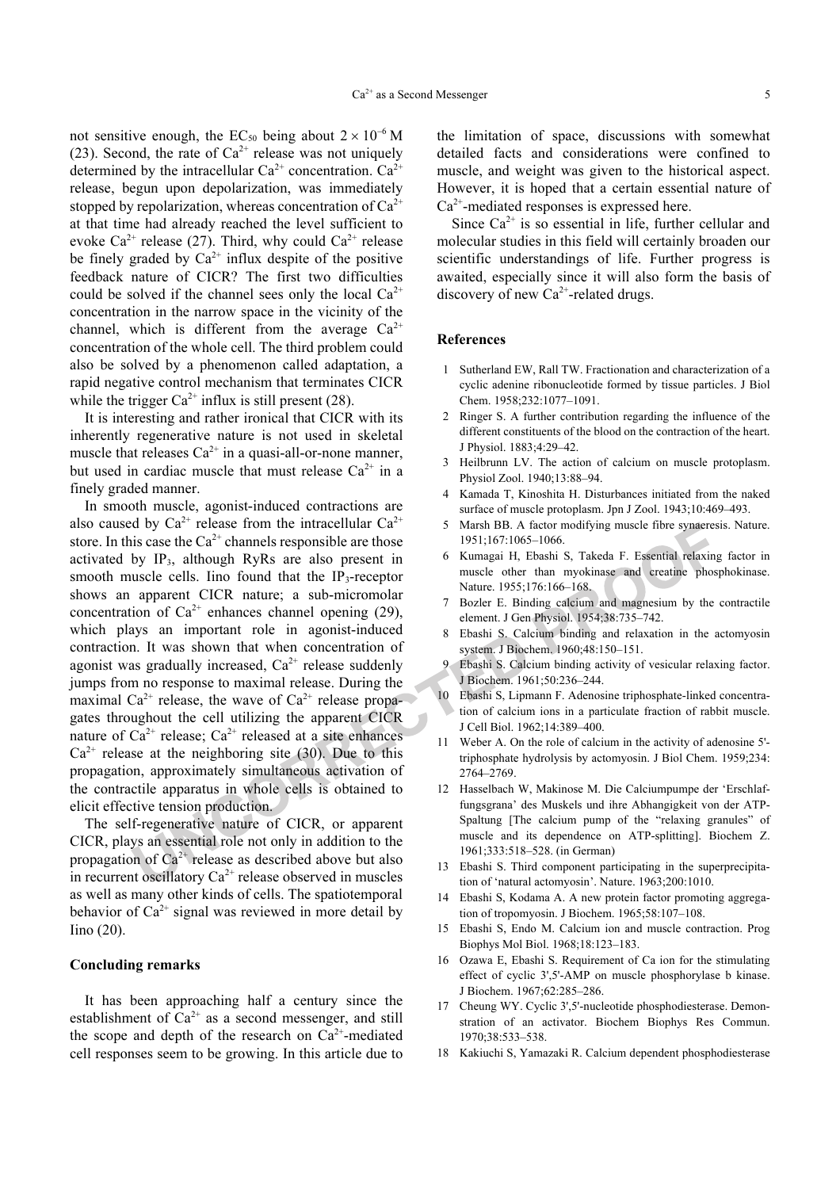not sensitive enough, the $EC_{50}$ being about $2 \times 10^{-6}$ M (23). Second, the rate of $Ca^{2+}$ release was not uniquely determined by the intracellular $Ca^{2+}$ concentration. $Ca^{2+}$ release, begun upon depolarization, was immediately stopped by repolarization, whereas concentration of $Ca^{2+}$ at that time had already reached the level sufficient to evoke $Ca^{2+}$ release (27). Third, why could $Ca^{2+}$ release be finely graded by $Ca^{2+}$ influx despite of the positive feedback nature of CICR? The first two difficulties could be solved if the channel sees only the local $Ca^{2+}$ concentration in the narrow space in the vicinity of the channel, which is different from the average $Ca^{2+}$ concentration of the whole cell. The third problem could also be solved by a phenomenon called adaptation, a rapid negative control mechanism that terminates CICR while the trigger $Ca^{2+}$ influx is still present (28).

It is interesting and rather ironical that CICR with its inherently regenerative nature is not used in skeletal muscle that releases $Ca^{2+}$ in a quasi-all-or-none manner, but used in cardiac muscle that must release $Ca^{2+}$ in a finely graded manner.

In smooth muscle, agonist-induced contractions are also caused by $Ca^{2+}$ release from the intracellular $Ca^{2+}$ store. In this case the $Ca^{2+}$ channels responsible are those activated by $IP_3$, although RyRs are also present in smooth muscle cells. Iino found that the $IP_3$-receptor shows an apparent CICR nature; a sub-micromolar concentration of $Ca^{2+}$ enhances channel opening (29), which plays an important role in agonist-induced contraction. It was shown that when concentration of agonist was gradually increased, $Ca^{2+}$ release suddenly jumps from no response to maximal release. During the maximal $Ca^{2+}$ release, the wave of $Ca^{2+}$ release propagates throughout the cell utilizing the apparent CICR nature of $Ca^{2+}$ release; $Ca^{2+}$ released at a site enhances $Ca^{2+}$ release at the neighboring site (30). Due to this propagation, approximately simultaneous activation of the contractile apparatus in whole cells is obtained to elicit effective tension production.

The self-regenerative nature of CICR, or apparent CICR, plays an essential role not only in addition to the propagation of $Ca^{2+}$ release as described above but also in recurrent oscillatory $Ca^{2+}$ release observed in muscles as well as many other kinds of cells. The spatiotemporal behavior of $Ca^{2+}$ signal was reviewed in more detail by Iino (20).

## Concluding remarks

It has been approaching half a century since the establishment of $Ca^{2+}$ as a second messenger, and still the scope and depth of the research on $Ca^{2+}$-mediated cell responses seem to be growing. In this article due to the limitation of space, discussions with somewhat detailed facts and considerations were confined to muscle, and weight was given to the historical aspect. However, it is hoped that a certain essential nature of $Ca^{2+}$-mediated responses is expressed here.

Since $Ca^{2+}$ is so essential in life, further cellular and molecular studies in this field will certainly broaden our scientific understandings of life. Further progress is awaited, especially since it will also form the basis of discovery of new $Ca^{2+}$-related drugs.

## References

1. Sutherland EW, Rall TW. Fractionation and characterization of a cyclic adenine ribonucleotide formed by tissue particles. J Biol Chem. 1958;232:1077–1091.
2. Ringer S. A further contribution regarding the influence of the different constituents of the blood on the contraction of the heart. J Physiol. 1883;4:29–42.
3. Heilbrunn LV. The action of calcium on muscle protoplasm. Physiol Zool. 1940;13:88–94.
4. Kamada T, Kinoshita H. Disturbances initiated from the naked surface of muscle protoplasm. Jpn J Zool. 1943;10:469–493.
5. Marsh BB. A factor modifying muscle fibre synaeresis. Nature. 1951;167:1065–1066.
6. Kumagai H, Ebashi S, Takeda F. Essential relaxing factor in muscle other than myokinase and creatine phosphokinase. Nature. 1955;176:166–168.
7. Bozler E. Binding calcium and magnesium by the contractile element. J Gen Physiol. 1954;38:735–742.
8. Ebashi S. Calcium binding and relaxation in the actomyosin system. J Biochem. 1960;48:150–151.
9. Ebashi S. Calcium binding activity of vesicular relaxing factor. J Biochem. 1961;50:236–244.
10. Ebashi S, Lipmann F. Adenosine triphosphate-linked concentration of calcium ions in a particulate fraction of rabbit muscle. J Cell Biol. 1962;14:389–400.
11. Weber A. On the role of calcium in the activity of adenosine 5'-triphosphate hydrolysis by actomyosin. J Biol Chem. 1959;234: 2764–2769.
12. Hasselbach W, Makinose M. Die Calciumpumpe der 'Erschlaffungsgrana' des Muskels und ihre Abhangigkeit von der ATP-Spaltung [The calcium pump of the "relaxing granules" of muscle and its dependence on ATP-splitting]. Biochem Z. 1961;333:518–528. (in German)
13. Ebashi S. Third component participating in the superprecipitation of 'natural actomyosin'. Nature. 1963;200:1010.
14. Ebashi S, Kodama A. A new protein factor promoting aggregation of tropomyosin. J Biochem. 1965;58:107–108.
15. Ebashi S, Endo M. Calcium ion and muscle contraction. Prog Biophys Mol Biol. 1968;18:123–183.
16. Ozawa E, Ebashi S. Requirement of Ca ion for the stimulating effect of cyclic 3',5'-AMP on muscle phosphorylase b kinase. J Biochem. 1967;62:285–286.
17. Cheung WY. Cyclic 3',5'-nucleotide phosphodiesterase. Demonstration of an activator. Biochem Biophys Res Commun. 1970;38:533–538.
18. Kakiuchi S, Yamazaki R. Calcium dependent phosphodiesterase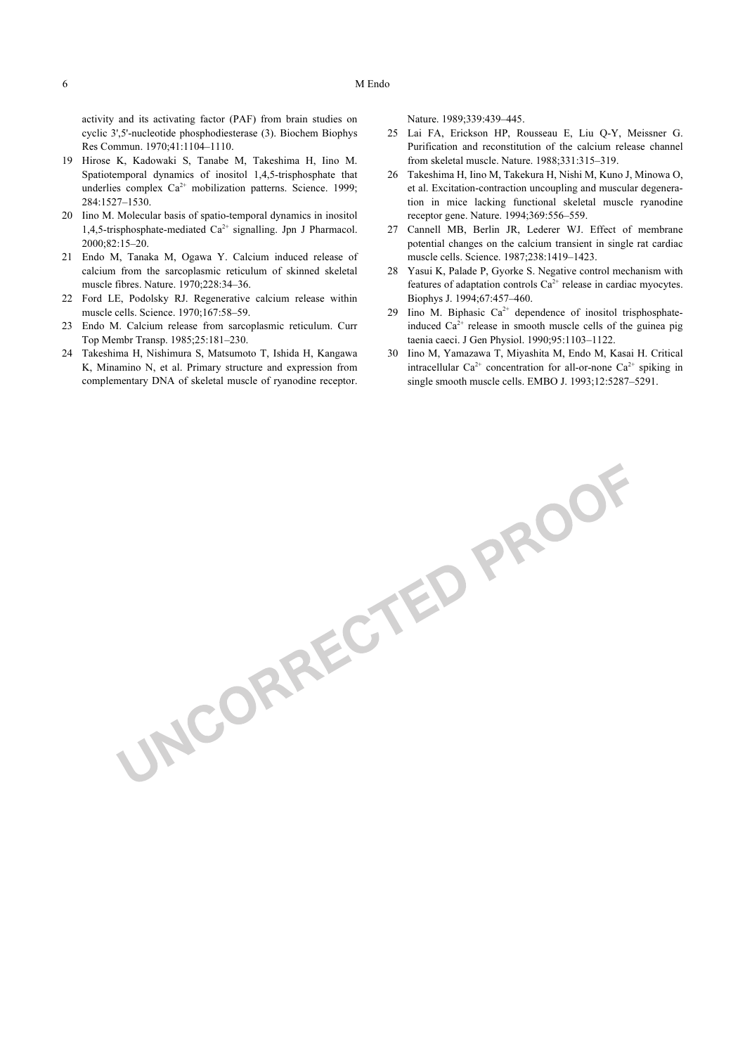activity and its activating factor (PAF) from brain studies on cyclic 3',5'-nucleotide phosphodiesterase (3). Biochem Biophys Res Commun. 1970;41:1104–1110.

19 Hirose K, Kadowaki S, Tanabe M, Takeshima H, Iino M. Spatiotemporal dynamics of inositol 1,4,5-trisphosphate that underlies complex $Ca^{2+}$ mobilization patterns. Science. 1999; 284:1527–1530.

20 Iino M. Molecular basis of spatio-temporal dynamics in inositol 1,4,5-trisphosphate-mediated $Ca^{2+}$ signalling. Jpn J Pharmacol. 2000;82:15–20.

21 Endo M, Tanaka M, Ogawa Y. Calcium induced release of calcium from the sarcoplasmic reticulum of skinned skeletal muscle fibres. Nature. 1970;228:34–36.

22 Ford LE, Podolsky RJ. Regenerative calcium release within muscle cells. Science. 1970;167:58–59.

23 Endo M. Calcium release from sarcoplasmic reticulum. Curr Top Membr Transp. 1985;25:181–230.

24 Takeshima H, Nishimura S, Matsumoto T, Ishida H, Kangawa K, Minamino N, et al. Primary structure and expression from complementary DNA of skeletal muscle of ryanodine receptor. Nature. 1989;339:439–445.

25 Lai FA, Erickson HP, Rousseau E, Liu Q-Y, Meissner G. Purification and reconstitution of the calcium release channel from skeletal muscle. Nature. 1988;331:315–319.

26 Takeshima H, Iino M, Takekura H, Nishi M, Kuno J, Minowa O, et al. Excitation-contraction uncoupling and muscular degeneration in mice lacking functional skeletal muscle ryanodine receptor gene. Nature. 1994;369:556–559.

27 Cannell MB, Berlin JR, Lederer WJ. Effect of membrane potential changes on the calcium transient in single rat cardiac muscle cells. Science. 1987;238:1419–1423.

28 Yasui K, Palade P, Gyorke S. Negative control mechanism with features of adaptation controls $Ca^{2+}$ release in cardiac myocytes. Biophys J. 1994;67:457–460.

29 Iino M. Biphasic $Ca^{2+}$ dependence of inositol trisphosphate-induced $Ca^{2+}$ release in smooth muscle cells of the guinea pig taenia caeci. J Gen Physiol. 1990;95:1103–1122.

30 Iino M, Yamazawa T, Miyashita M, Endo M, Kasai H. Critical intracellular $Ca^{2+}$ concentration for all-or-none $Ca^{2+}$ spiking in single smooth muscle cells. EMBO J. 1993;12:5287–5291.